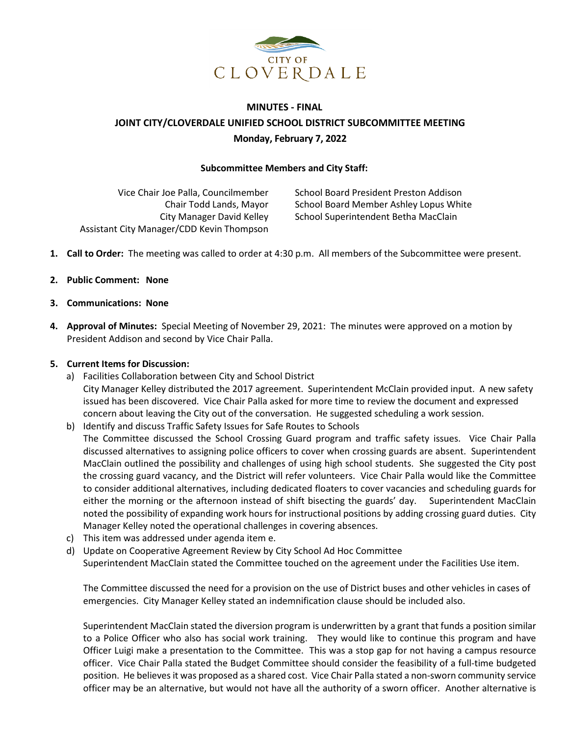CITY OF CLOVERDALE

# MINUTES - FINAL
## JOINT CITY/CLOVERDALE UNIFIED SCHOOL DISTRICT SUBCOMMITTEE MEETING
### Monday, February 7, 2022

**Subcommittee Members and City Staff:**

Vice Chair Joe Palla, Councilmember
Chair Todd Lands, Mayor
City Manager David Kelley
Assistant City Manager/CDD Kevin Thompson

School Board President Preston Addison
School Board Member Ashley Lopus White
School Superintendent Betha MacClain

1. **Call to Order:** The meeting was called to order at 4:30 p.m. All members of the Subcommittee were present.

2. **Public Comment: None**

3. **Communications: None**

4. **Approval of Minutes:** Special Meeting of November 29, 2021: The minutes were approved on a motion by President Addison and second by Vice Chair Palla.

5. **Current Items for Discussion:**
   a) Facilities Collaboration between City and School District
   City Manager Kelley distributed the 2017 agreement. Superintendent McClain provided input. A new safety issued has been discovered. Vice Chair Palla asked for more time to review the document and expressed concern about leaving the City out of the conversation. He suggested scheduling a work session.
   b) Identify and discuss Traffic Safety Issues for Safe Routes to Schools
   The Committee discussed the School Crossing Guard program and traffic safety issues. Vice Chair Palla discussed alternatives to assigning police officers to cover when crossing guards are absent. Superintendent MacClain outlined the possibility and challenges of using high school students. She suggested the City post the crossing guard vacancy, and the District will refer volunteers. Vice Chair Palla would like the Committee to consider additional alternatives, including dedicated floaters to cover vacancies and scheduling guards for either the morning or the afternoon instead of shift bisecting the guards' day. Superintendent MacClain noted the possibility of expanding work hours for instructional positions by adding crossing guard duties. City Manager Kelley noted the operational challenges in covering absences.
   c) This item was addressed under agenda item e.
   d) Update on Cooperative Agreement Review by City School Ad Hoc Committee
   Superintendent MacClain stated the Committee touched on the agreement under the Facilities Use item.

   The Committee discussed the need for a provision on the use of District buses and other vehicles in cases of emergencies. City Manager Kelley stated an indemnification clause should be included also.

   Superintendent MacClain stated the diversion program is underwritten by a grant that funds a position similar to a Police Officer who also has social work training. They would like to continue this program and have Officer Luigi make a presentation to the Committee. This was a stop gap for not having a campus resource officer. Vice Chair Palla stated the Budget Committee should consider the feasibility of a full-time budgeted position. He believes it was proposed as a shared cost. Vice Chair Palla stated a non-sworn community service officer may be an alternative, but would not have all the authority of a sworn officer. Another alternative is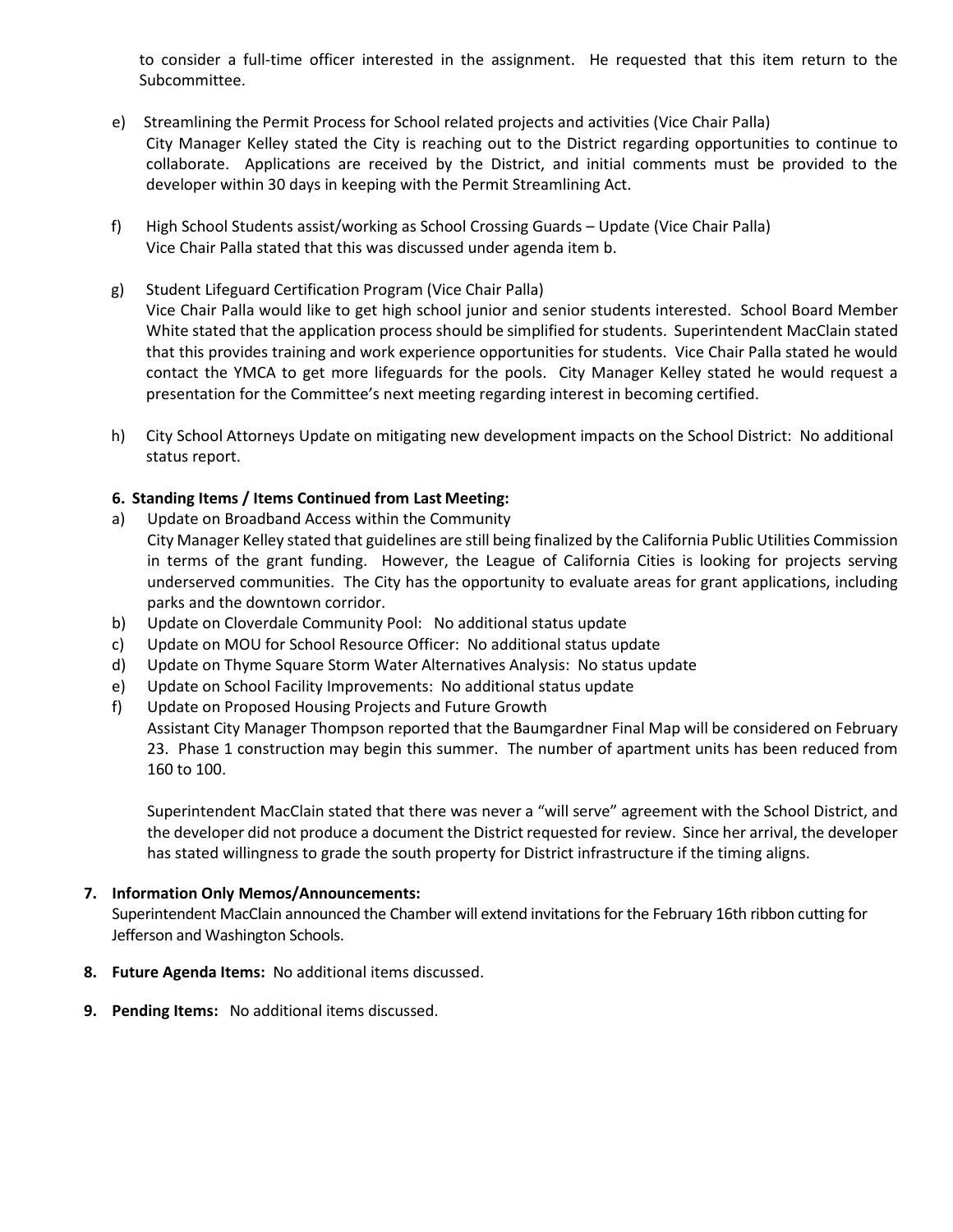to consider a full-time officer interested in the assignment. He requested that this item return to the Subcommittee.

e) Streamlining the Permit Process for School related projects and activities (Vice Chair Palla)
City Manager Kelley stated the City is reaching out to the District regarding opportunities to continue to collaborate. Applications are received by the District, and initial comments must be provided to the developer within 30 days in keeping with the Permit Streamlining Act.

f) High School Students assist/working as School Crossing Guards – Update (Vice Chair Palla)
Vice Chair Palla stated that this was discussed under agenda item b.

g) Student Lifeguard Certification Program (Vice Chair Palla)
Vice Chair Palla would like to get high school junior and senior students interested. School Board Member White stated that the application process should be simplified for students. Superintendent MacClain stated that this provides training and work experience opportunities for students. Vice Chair Palla stated he would contact the YMCA to get more lifeguards for the pools. City Manager Kelley stated he would request a presentation for the Committee's next meeting regarding interest in becoming certified.

h) City School Attorneys Update on mitigating new development impacts on the School District: No additional status report.

**6. Standing Items / Items Continued from Last Meeting:**

a) Update on Broadband Access within the Community
City Manager Kelley stated that guidelines are still being finalized by the California Public Utilities Commission in terms of the grant funding. However, the League of California Cities is looking for projects serving underserved communities. The City has the opportunity to evaluate areas for grant applications, including parks and the downtown corridor.

b) Update on Cloverdale Community Pool: No additional status update

c) Update on MOU for School Resource Officer: No additional status update

d) Update on Thyme Square Storm Water Alternatives Analysis: No status update

e) Update on School Facility Improvements: No additional status update

f) Update on Proposed Housing Projects and Future Growth
Assistant City Manager Thompson reported that the Baumgardner Final Map will be considered on February 23. Phase 1 construction may begin this summer. The number of apartment units has been reduced from 160 to 100.

Superintendent MacClain stated that there was never a "will serve" agreement with the School District, and the developer did not produce a document the District requested for review. Since her arrival, the developer has stated willingness to grade the south property for District infrastructure if the timing aligns.

**7. Information Only Memos/Announcements:**
Superintendent MacClain announced the Chamber will extend invitations for the February 16th ribbon cutting for Jefferson and Washington Schools.

**8. Future Agenda Items:** No additional items discussed.

**9. Pending Items:** No additional items discussed.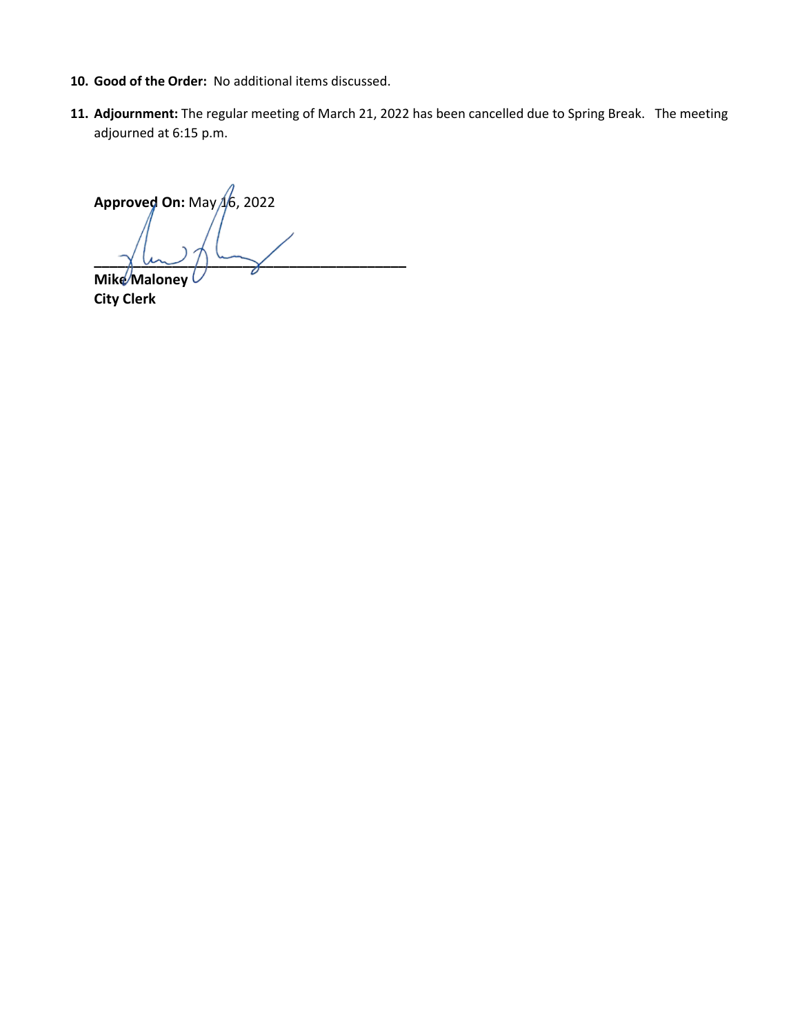10. **Good of the Order:** No additional items discussed.

11. **Adjournment:** The regular meeting of March 21, 2022 has been cancelled due to Spring Break. The meeting adjourned at 6:15 p.m.

**Approved On:** May 16, 2022

______________________________________

**Mike Maloney**
**City Clerk**